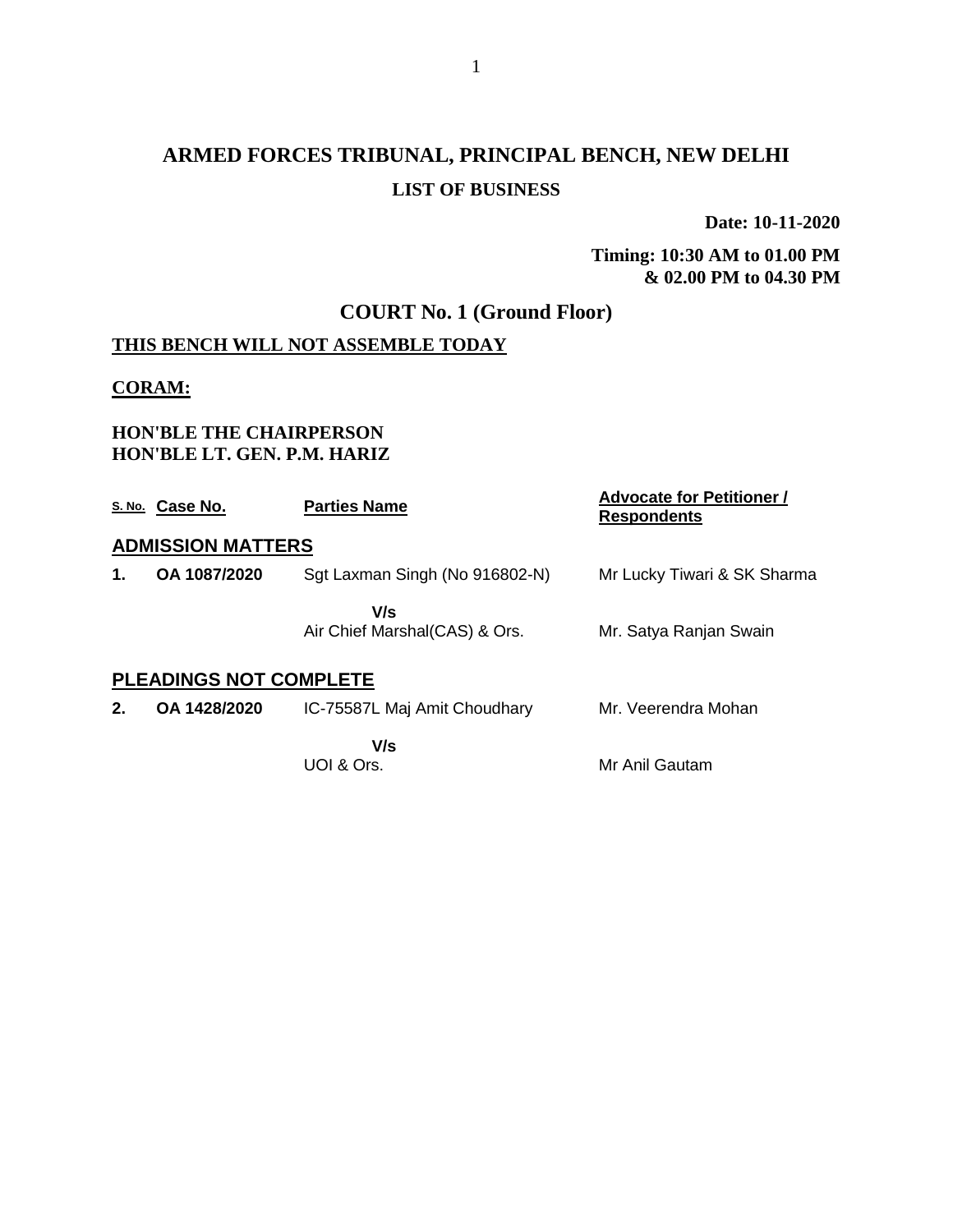# ARMED FORCES TRIBUNAL, PRINCIPAL BENCH, NEW DELHI

## LIST OF BUSINESS

**Date: 10-11-2020**

**Timing: 10:30 AM to 01.00 PM & 02.00 PM to 04.30 PM**

## COURT No. 1 (Ground Floor)

**THIS BENCH WILL NOT ASSEMBLE TODAY**

**CORAM:**

**HON'BLE THE CHAIRPERSON**
**HON'BLE LT. GEN. P.M. HARIZ**

| S. No. | Case No. | Parties Name | Advocate for Petitioner / Respondents |
|---|---|---|---|
| **ADMISSION MATTERS** | | | |
| **1.** | **OA 1087/2020** | Sgt Laxman Singh (No 916802-N) | Mr Lucky Tiwari & SK Sharma |
| | | **V/s** | |
| | | Air Chief Marshal(CAS) & Ors. | Mr. Satya Ranjan Swain |
| **PLEADINGS NOT COMPLETE** | | | |
| **2.** | **OA 1428/2020** | IC-75587L Maj Amit Choudhary | Mr. Veerendra Mohan |
| | | **V/s** | |
| | | UOI & Ors. | Mr Anil Gautam |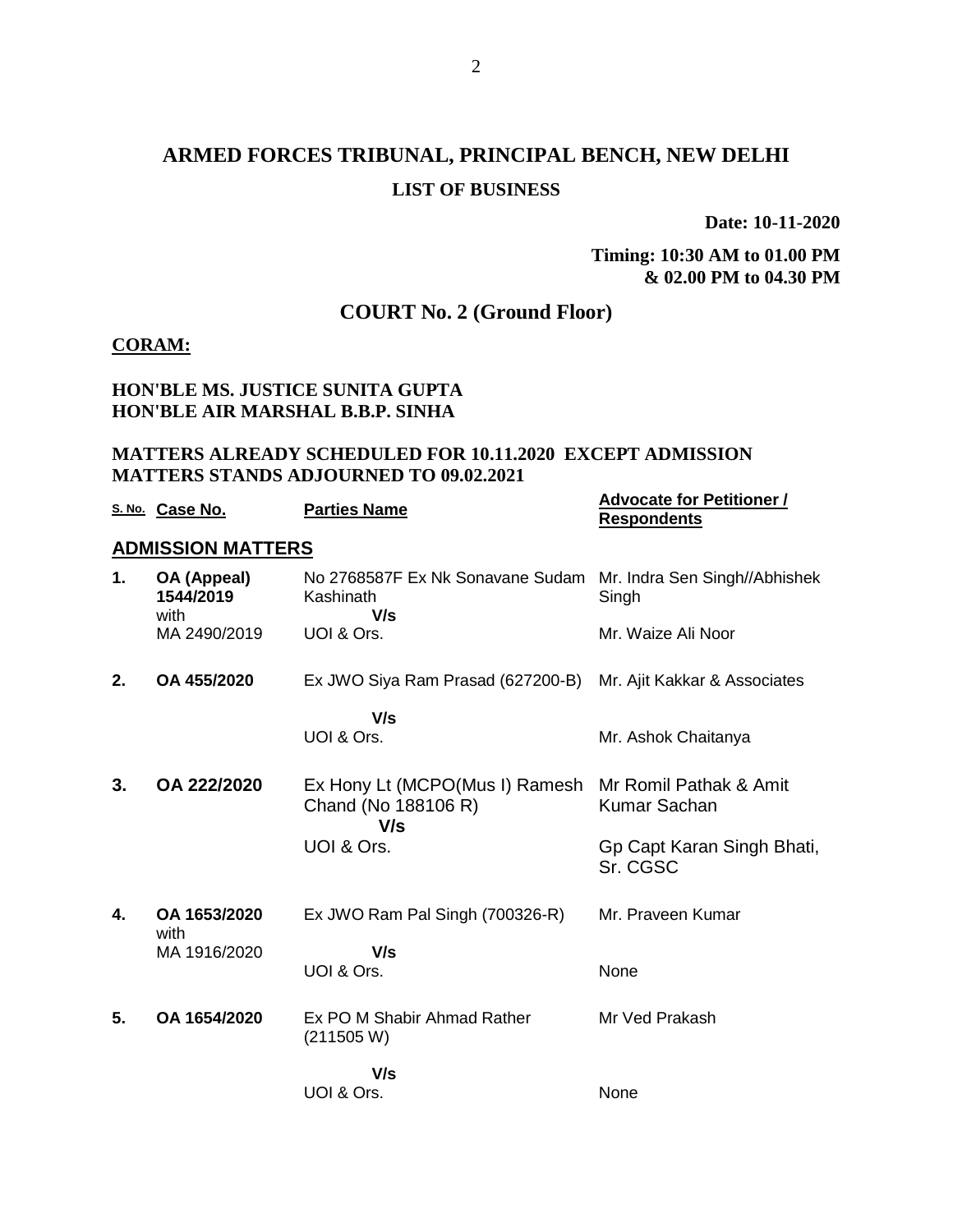# ARMED FORCES TRIBUNAL, PRINCIPAL BENCH, NEW DELHI

## LIST OF BUSINESS

**Date: 10-11-2020**

**Timing: 10:30 AM to 01.00 PM & 02.00 PM to 04.30 PM**

## COURT No. 2 (Ground Floor)

**CORAM:**

**HON'BLE MS. JUSTICE SUNITA GUPTA**
**HON'BLE AIR MARSHAL B.B.P. SINHA**

**MATTERS ALREADY SCHEDULED FOR 10.11.2020 EXCEPT ADMISSION MATTERS STANDS ADJOURNED TO 09.02.2021**

| S. No. | Case No. | Parties Name | Advocate for Petitioner / Respondents |
|---|---|---|---|
| | **ADMISSION MATTERS** | | |
| **1.** | **OA (Appeal) 1544/2019** with MA 2490/2019 | No 2768587F Ex Nk Sonavane Sudam Kashinath **V/s** UOI & Ors. | Mr. Indra Sen Singh//Abhishek Singh / Mr. Waize Ali Noor |
| **2.** | **OA 455/2020** | Ex JWO Siya Ram Prasad (627200-B) **V/s** UOI & Ors. | Mr. Ajit Kakkar & Associates / Mr. Ashok Chaitanya |
| **3.** | **OA 222/2020** | Ex Hony Lt (MCPO(Mus I) Ramesh Chand (No 188106 R) **V/s** UOI & Ors. | Mr Romil Pathak & Amit Kumar Sachan / Gp Capt Karan Singh Bhati, Sr. CGSC |
| **4.** | **OA 1653/2020** with MA 1916/2020 | Ex JWO Ram Pal Singh (700326-R) **V/s** UOI & Ors. | Mr. Praveen Kumar / None |
| **5.** | **OA 1654/2020** | Ex PO M Shabir Ahmad Rather (211505 W) **V/s** UOI & Ors. | Mr Ved Prakash / None |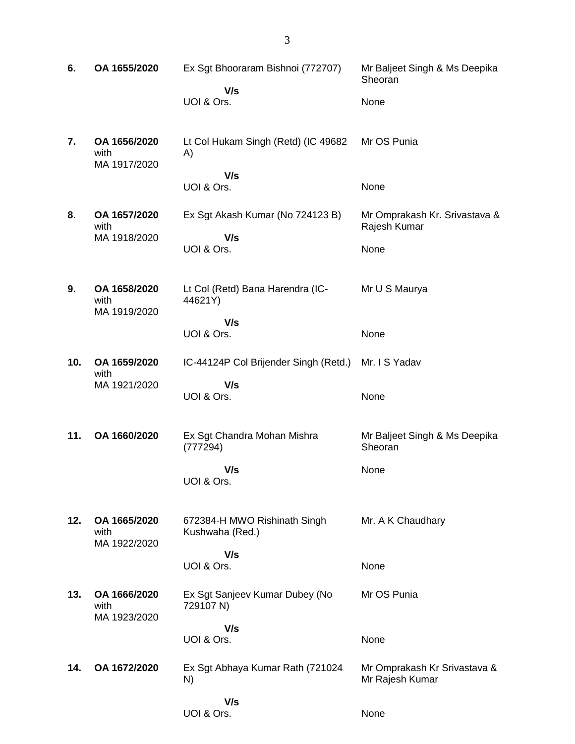| | | | |
|---|---|---|---|
| **6.** | **OA 1655/2020** | Ex Sgt Bhooraram Bishnoi (772707)<br>**V/s**<br>UOI & Ors. | Mr Baljeet Singh & Ms Deepika Sheoran<br><br>None |
| **7.** | **OA 1656/2020** with MA 1917/2020 | Lt Col Hukam Singh (Retd) (IC 49682 A)<br>**V/s**<br>UOI & Ors. | Mr OS Punia<br><br>None |
| **8.** | **OA 1657/2020** with MA 1918/2020 | Ex Sgt Akash Kumar (No 724123 B)<br>**V/s**<br>UOI & Ors. | Mr Omprakash Kr. Srivastava & Rajesh Kumar<br><br>None |
| **9.** | **OA 1658/2020** with MA 1919/2020 | Lt Col (Retd) Bana Harendra (IC-44621Y)<br>**V/s**<br>UOI & Ors. | Mr U S Maurya<br><br>None |
| **10.** | **OA 1659/2020** with MA 1921/2020 | IC-44124P Col Brijender Singh (Retd.)<br>**V/s**<br>UOI & Ors. | Mr. I S Yadav<br><br>None |
| **11.** | **OA 1660/2020** | Ex Sgt Chandra Mohan Mishra (777294)<br>**V/s**<br>UOI & Ors. | Mr Baljeet Singh & Ms Deepika Sheoran<br><br>None |
| **12.** | **OA 1665/2020** with MA 1922/2020 | 672384-H MWO Rishinath Singh Kushwaha (Red.)<br>**V/s**<br>UOI & Ors. | Mr. A K Chaudhary<br><br>None |
| **13.** | **OA 1666/2020** with MA 1923/2020 | Ex Sgt Sanjeev Kumar Dubey (No 729107 N)<br>**V/s**<br>UOI & Ors. | Mr OS Punia<br><br>None |
| **14.** | **OA 1672/2020** | Ex Sgt Abhaya Kumar Rath (721024 N)<br>**V/s**<br>UOI & Ors. | Mr Omprakash Kr Srivastava & Mr Rajesh Kumar<br><br>None |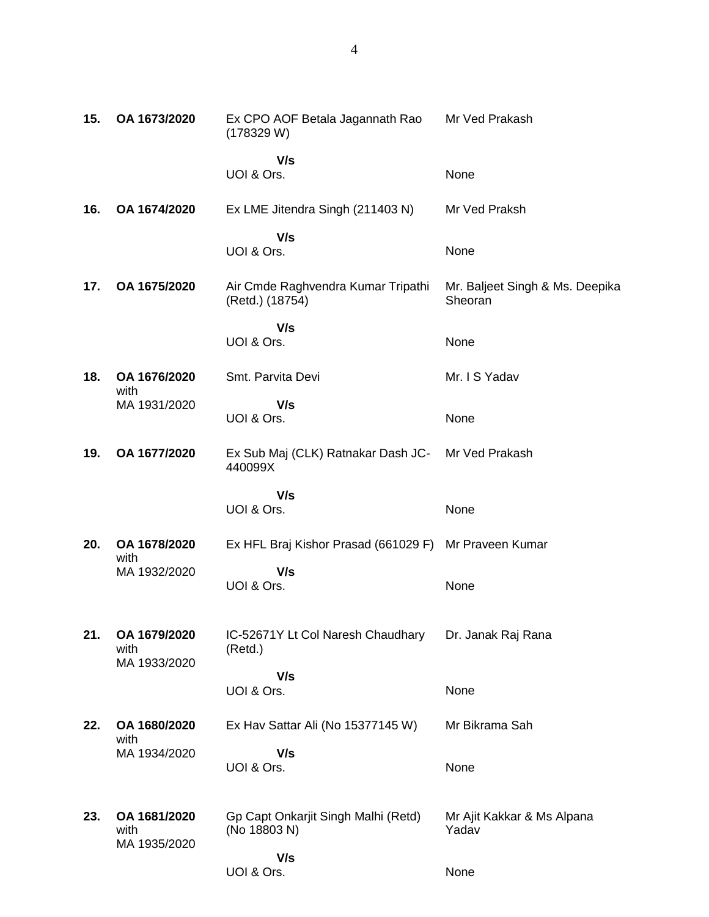| | | | |
|---|---|---|---|
| **15.** | **OA 1673/2020** | Ex CPO AOF Betala Jagannath Rao (178329 W) | Mr Ved Prakash |
| | | **V/s** | |
| | | UOI & Ors. | None |
| **16.** | **OA 1674/2020** | Ex LME Jitendra Singh (211403 N) | Mr Ved Praksh |
| | | **V/s** | |
| | | UOI & Ors. | None |
| **17.** | **OA 1675/2020** | Air Cmde Raghvendra Kumar Tripathi (Retd.) (18754) | Mr. Baljeet Singh & Ms. Deepika Sheoran |
| | | **V/s** | |
| | | UOI & Ors. | None |
| **18.** | **OA 1676/2020** with MA 1931/2020 | Smt. Parvita Devi | Mr. I S Yadav |
| | | **V/s** | |
| | | UOI & Ors. | None |
| **19.** | **OA 1677/2020** | Ex Sub Maj (CLK) Ratnakar Dash JC-440099X | Mr Ved Prakash |
| | | **V/s** | |
| | | UOI & Ors. | None |
| **20.** | **OA 1678/2020** with MA 1932/2020 | Ex HFL Braj Kishor Prasad (661029 F) | Mr Praveen Kumar |
| | | **V/s** | |
| | | UOI & Ors. | None |
| **21.** | **OA 1679/2020** with MA 1933/2020 | IC-52671Y Lt Col Naresh Chaudhary (Retd.) | Dr. Janak Raj Rana |
| | | **V/s** | |
| | | UOI & Ors. | None |
| **22.** | **OA 1680/2020** with MA 1934/2020 | Ex Hav Sattar Ali (No 15377145 W) | Mr Bikrama Sah |
| | | **V/s** | |
| | | UOI & Ors. | None |
| **23.** | **OA 1681/2020** with MA 1935/2020 | Gp Capt Onkarjit Singh Malhi (Retd) (No 18803 N) | Mr Ajit Kakkar & Ms Alpana Yadav |
| | | **V/s** | |
| | | UOI & Ors. | None |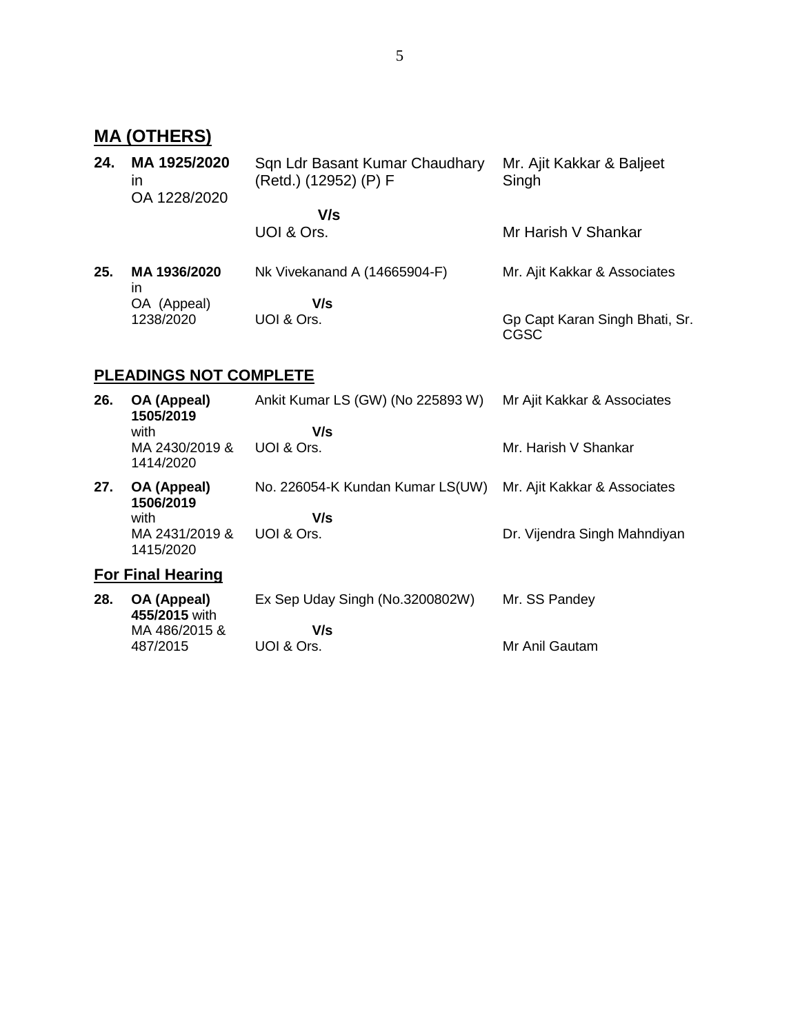## MA (OTHERS)

| | | | |
|---|---|---|---|
| **24.** | **MA 1925/2020** in OA 1228/2020 | Sqn Ldr Basant Kumar Chaudhary (Retd.) (12952) (P) F<br>**V/s**<br>UOI & Ors. | Mr. Ajit Kakkar & Baljeet Singh<br><br>Mr Harish V Shankar |
| **25.** | **MA 1936/2020** in OA (Appeal) 1238/2020 | Nk Vivekanand A (14665904-F)<br>**V/s**<br>UOI & Ors. | Mr. Ajit Kakkar & Associates<br><br>Gp Capt Karan Singh Bhati, Sr. CGSC |

## PLEADINGS NOT COMPLETE

| | | | |
|---|---|---|---|
| **26.** | **OA (Appeal) 1505/2019** with MA 2430/2019 & 1414/2020 | Ankit Kumar LS (GW) (No 225893 W)<br>**V/s**<br>UOI & Ors. | Mr Ajit Kakkar & Associates<br><br>Mr. Harish V Shankar |
| **27.** | **OA (Appeal) 1506/2019** with MA 2431/2019 & 1415/2020 | No. 226054-K Kundan Kumar LS(UW)<br>**V/s**<br>UOI & Ors. | Mr. Ajit Kakkar & Associates<br><br>Dr. Vijendra Singh Mahndiyan |

## For Final Hearing

| | | | |
|---|---|---|---|
| **28.** | **OA (Appeal) 455/2015** with MA 486/2015 & 487/2015 | Ex Sep Uday Singh (No.3200802W)<br>**V/s**<br>UOI & Ors. | Mr. SS Pandey<br><br>Mr Anil Gautam |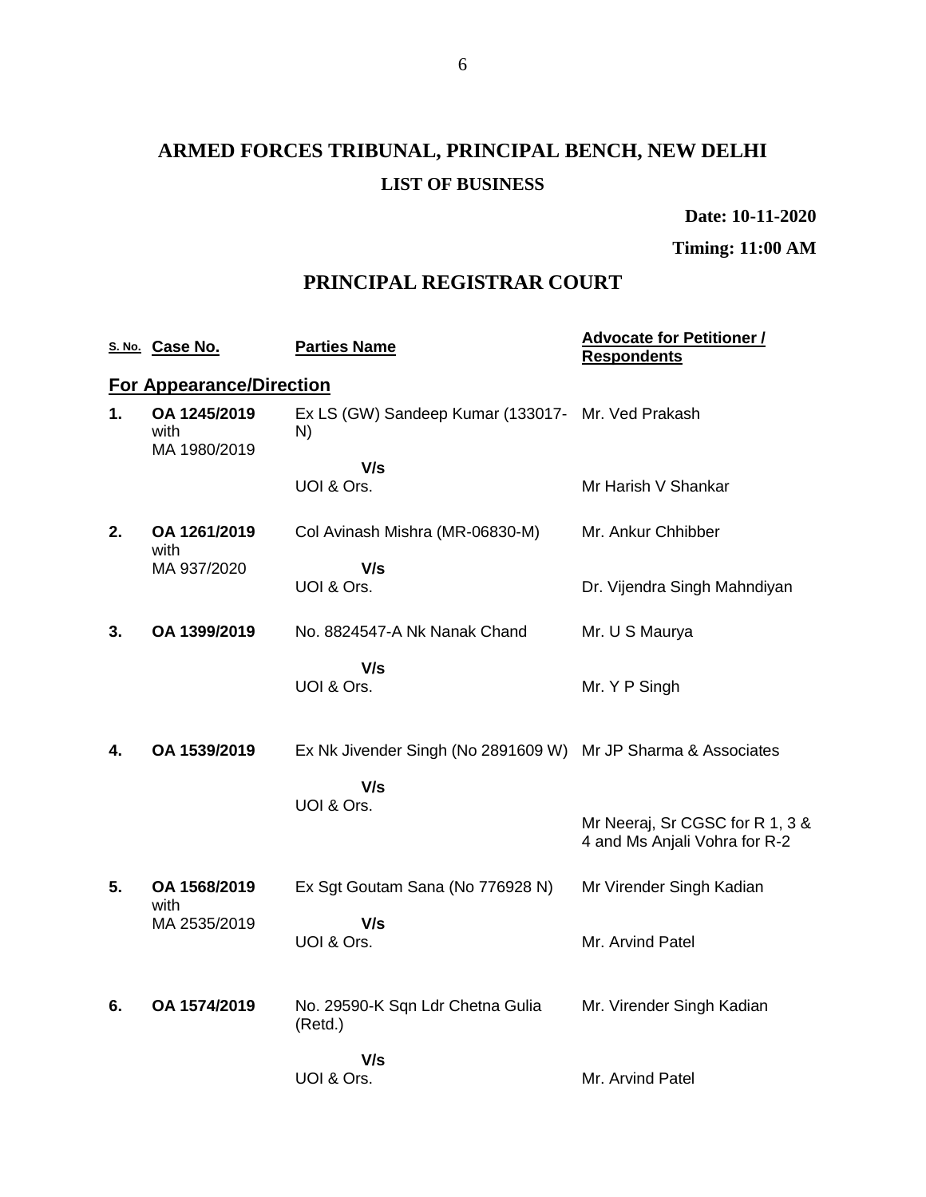# ARMED FORCES TRIBUNAL, PRINCIPAL BENCH, NEW DELHI

## LIST OF BUSINESS

**Date: 10-11-2020**

**Timing: 11:00 AM**

## PRINCIPAL REGISTRAR COURT

| S. No. | Case No. | Parties Name | Advocate for Petitioner / Respondents |
|---|---|---|---|
| **For Appearance/Direction** | | | |
| **1.** | **OA 1245/2019** with MA 1980/2019 | Ex LS (GW) Sandeep Kumar (133017-N) | Mr. Ved Prakash |
| | | **V/s** | |
| | | UOI & Ors. | Mr Harish V Shankar |
| **2.** | **OA 1261/2019** with MA 937/2020 | Col Avinash Mishra (MR-06830-M) | Mr. Ankur Chhibber |
| | | **V/s** | |
| | | UOI & Ors. | Dr. Vijendra Singh Mahndiyan |
| **3.** | **OA 1399/2019** | No. 8824547-A Nk Nanak Chand | Mr. U S Maurya |
| | | **V/s** | |
| | | UOI & Ors. | Mr. Y P Singh |
| **4.** | **OA 1539/2019** | Ex Nk Jivender Singh (No 2891609 W) | Mr JP Sharma & Associates |
| | | **V/s** | |
| | | UOI & Ors. | Mr Neeraj, Sr CGSC for R 1, 3 & 4 and Ms Anjali Vohra for R-2 |
| **5.** | **OA 1568/2019** with MA 2535/2019 | Ex Sgt Goutam Sana (No 776928 N) | Mr Virender Singh Kadian |
| | | **V/s** | |
| | | UOI & Ors. | Mr. Arvind Patel |
| **6.** | **OA 1574/2019** | No. 29590-K Sqn Ldr Chetna Gulia (Retd.) | Mr. Virender Singh Kadian |
| | | **V/s** | |
| | | UOI & Ors. | Mr. Arvind Patel |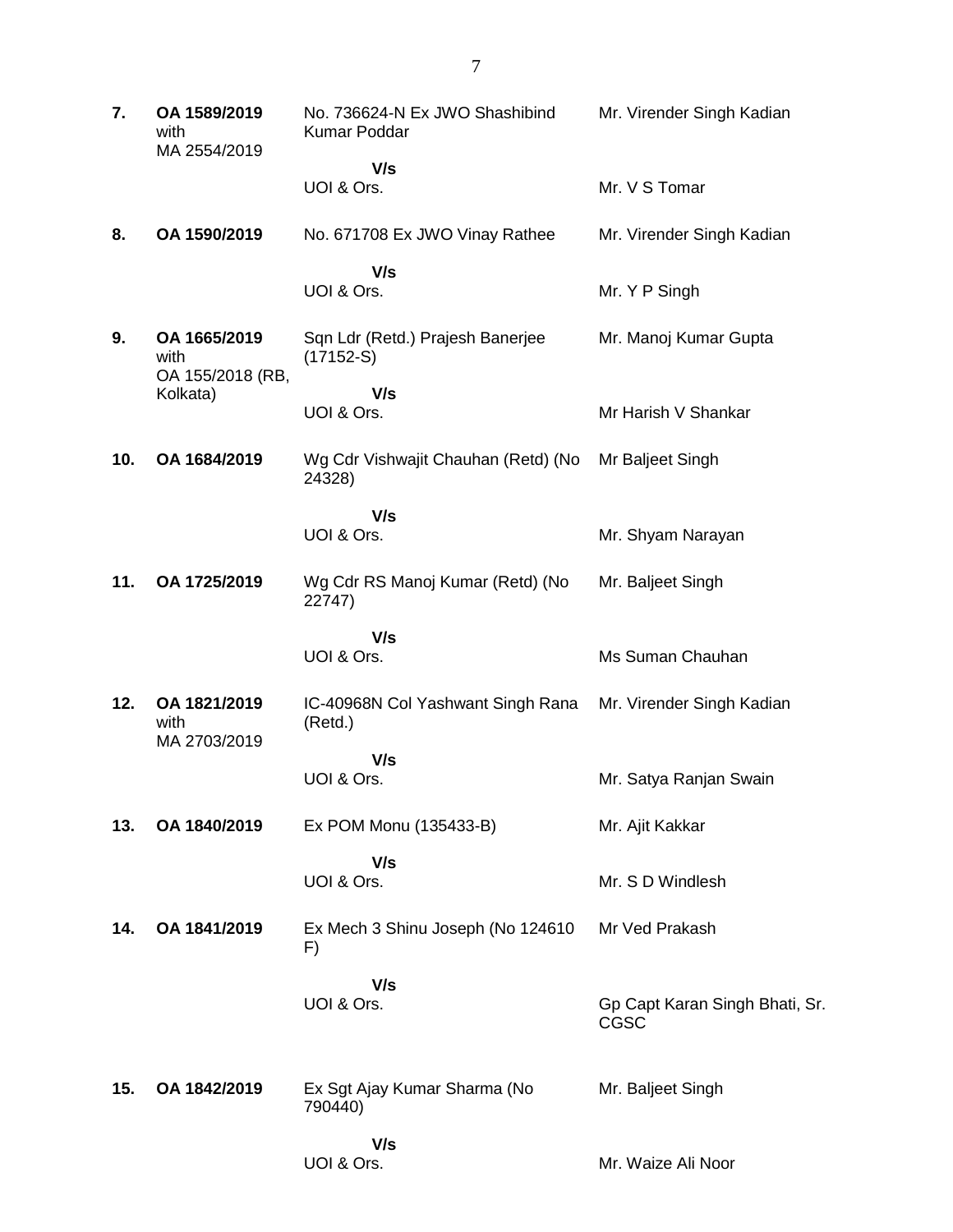| | | | |
|---|---|---|---|
| **7.** | **OA 1589/2019** with MA 2554/2019 | No. 736624-N Ex JWO Shashibind Kumar Poddar | Mr. Virender Singh Kadian |
| | | **V/s** UOI & Ors. | Mr. V S Tomar |
| **8.** | **OA 1590/2019** | No. 671708 Ex JWO Vinay Rathee | Mr. Virender Singh Kadian |
| | | **V/s** UOI & Ors. | Mr. Y P Singh |
| **9.** | **OA 1665/2019** with OA 155/2018 (RB, Kolkata) | Sqn Ldr (Retd.) Prajesh Banerjee (17152-S) | Mr. Manoj Kumar Gupta |
| | | **V/s** UOI & Ors. | Mr Harish V Shankar |
| **10.** | **OA 1684/2019** | Wg Cdr Vishwajit Chauhan (Retd) (No 24328) | Mr Baljeet Singh |
| | | **V/s** UOI & Ors. | Mr. Shyam Narayan |
| **11.** | **OA 1725/2019** | Wg Cdr RS Manoj Kumar (Retd) (No 22747) | Mr. Baljeet Singh |
| | | **V/s** UOI & Ors. | Ms Suman Chauhan |
| **12.** | **OA 1821/2019** with MA 2703/2019 | IC-40968N Col Yashwant Singh Rana (Retd.) | Mr. Virender Singh Kadian |
| | | **V/s** UOI & Ors. | Mr. Satya Ranjan Swain |
| **13.** | **OA 1840/2019** | Ex POM Monu (135433-B) | Mr. Ajit Kakkar |
| | | **V/s** UOI & Ors. | Mr. S D Windlesh |
| **14.** | **OA 1841/2019** | Ex Mech 3 Shinu Joseph (No 124610 F) | Mr Ved Prakash |
| | | **V/s** UOI & Ors. | Gp Capt Karan Singh Bhati, Sr. CGSC |
| **15.** | **OA 1842/2019** | Ex Sgt Ajay Kumar Sharma (No 790440) | Mr. Baljeet Singh |
| | | **V/s** UOI & Ors. | Mr. Waize Ali Noor |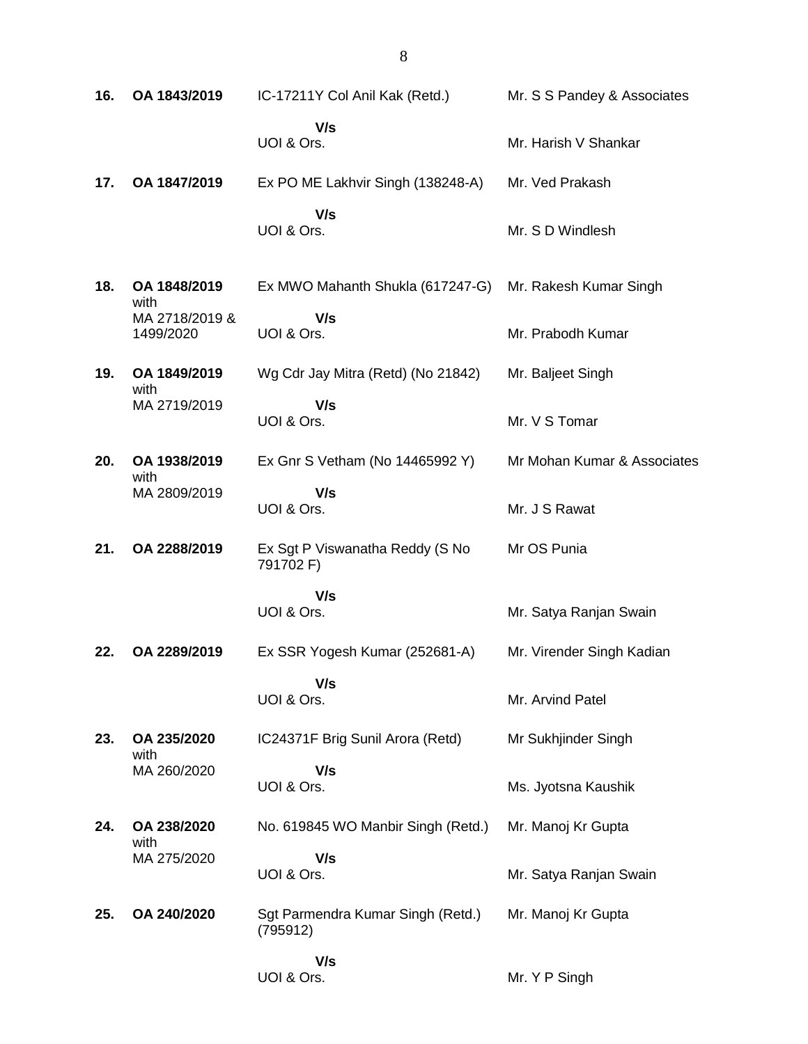| | | | |
|---|---|---|---|
| **16.** | **OA 1843/2019** | IC-17211Y Col Anil Kak (Retd.)<br>**V/s**<br>UOI & Ors. | Mr. S S Pandey & Associates<br><br>Mr. Harish V Shankar |
| **17.** | **OA 1847/2019** | Ex PO ME Lakhvir Singh (138248-A)<br>**V/s**<br>UOI & Ors. | Mr. Ved Prakash<br><br>Mr. S D Windlesh |
| **18.** | **OA 1848/2019** with MA 2718/2019 & 1499/2020 | Ex MWO Mahanth Shukla (617247-G)<br>**V/s**<br>UOI & Ors. | Mr. Rakesh Kumar Singh<br><br>Mr. Prabodh Kumar |
| **19.** | **OA 1849/2019** with MA 2719/2019 | Wg Cdr Jay Mitra (Retd) (No 21842)<br>**V/s**<br>UOI & Ors. | Mr. Baljeet Singh<br><br>Mr. V S Tomar |
| **20.** | **OA 1938/2019** with MA 2809/2019 | Ex Gnr S Vetham (No 14465992 Y)<br>**V/s**<br>UOI & Ors. | Mr Mohan Kumar & Associates<br><br>Mr. J S Rawat |
| **21.** | **OA 2288/2019** | Ex Sgt P Viswanatha Reddy (S No 791702 F)<br>**V/s**<br>UOI & Ors. | Mr OS Punia<br><br>Mr. Satya Ranjan Swain |
| **22.** | **OA 2289/2019** | Ex SSR Yogesh Kumar (252681-A)<br>**V/s**<br>UOI & Ors. | Mr. Virender Singh Kadian<br><br>Mr. Arvind Patel |
| **23.** | **OA 235/2020** with MA 260/2020 | IC24371F Brig Sunil Arora (Retd)<br>**V/s**<br>UOI & Ors. | Mr Sukhjinder Singh<br><br>Ms. Jyotsna Kaushik |
| **24.** | **OA 238/2020** with MA 275/2020 | No. 619845 WO Manbir Singh (Retd.)<br>**V/s**<br>UOI & Ors. | Mr. Manoj Kr Gupta<br><br>Mr. Satya Ranjan Swain |
| **25.** | **OA 240/2020** | Sgt Parmendra Kumar Singh (Retd.) (795912)<br>**V/s**<br>UOI & Ors. | Mr. Manoj Kr Gupta<br><br>Mr. Y P Singh |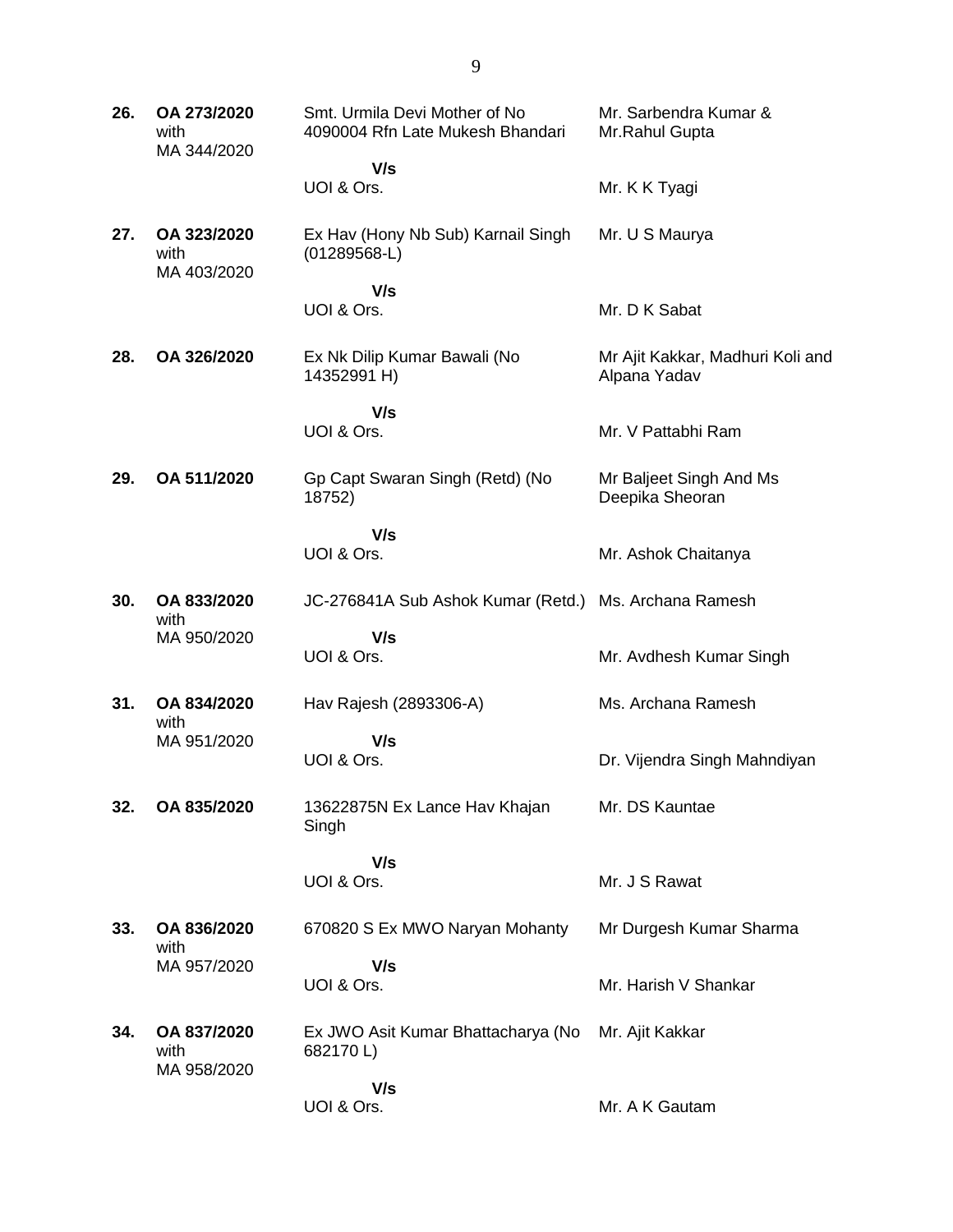| | | | |
|---|---|---|---|
| **26.** | **OA 273/2020** with MA 344/2020 | Smt. Urmila Devi Mother of No 4090004 Rfn Late Mukesh Bhandari | Mr. Sarbendra Kumar & Mr.Rahul Gupta |
| | | **V/s** UOI & Ors. | Mr. K K Tyagi |
| **27.** | **OA 323/2020** with MA 403/2020 | Ex Hav (Hony Nb Sub) Karnail Singh (01289568-L) | Mr. U S Maurya |
| | | **V/s** UOI & Ors. | Mr. D K Sabat |
| **28.** | **OA 326/2020** | Ex Nk Dilip Kumar Bawali (No 14352991 H) | Mr Ajit Kakkar, Madhuri Koli and Alpana Yadav |
| | | **V/s** UOI & Ors. | Mr. V Pattabhi Ram |
| **29.** | **OA 511/2020** | Gp Capt Swaran Singh (Retd) (No 18752) | Mr Baljeet Singh And Ms Deepika Sheoran |
| | | **V/s** UOI & Ors. | Mr. Ashok Chaitanya |
| **30.** | **OA 833/2020** with MA 950/2020 | JC-276841A Sub Ashok Kumar (Retd.) | Ms. Archana Ramesh |
| | | **V/s** UOI & Ors. | Mr. Avdhesh Kumar Singh |
| **31.** | **OA 834/2020** with MA 951/2020 | Hav Rajesh (2893306-A) | Ms. Archana Ramesh |
| | | **V/s** UOI & Ors. | Dr. Vijendra Singh Mahndiyan |
| **32.** | **OA 835/2020** | 13622875N Ex Lance Hav Khajan Singh | Mr. DS Kauntae |
| | | **V/s** UOI & Ors. | Mr. J S Rawat |
| **33.** | **OA 836/2020** with MA 957/2020 | 670820 S Ex MWO Naryan Mohanty | Mr Durgesh Kumar Sharma |
| | | **V/s** UOI & Ors. | Mr. Harish V Shankar |
| **34.** | **OA 837/2020** with MA 958/2020 | Ex JWO Asit Kumar Bhattacharya (No 682170 L) | Mr. Ajit Kakkar |
| | | **V/s** UOI & Ors. | Mr. A K Gautam |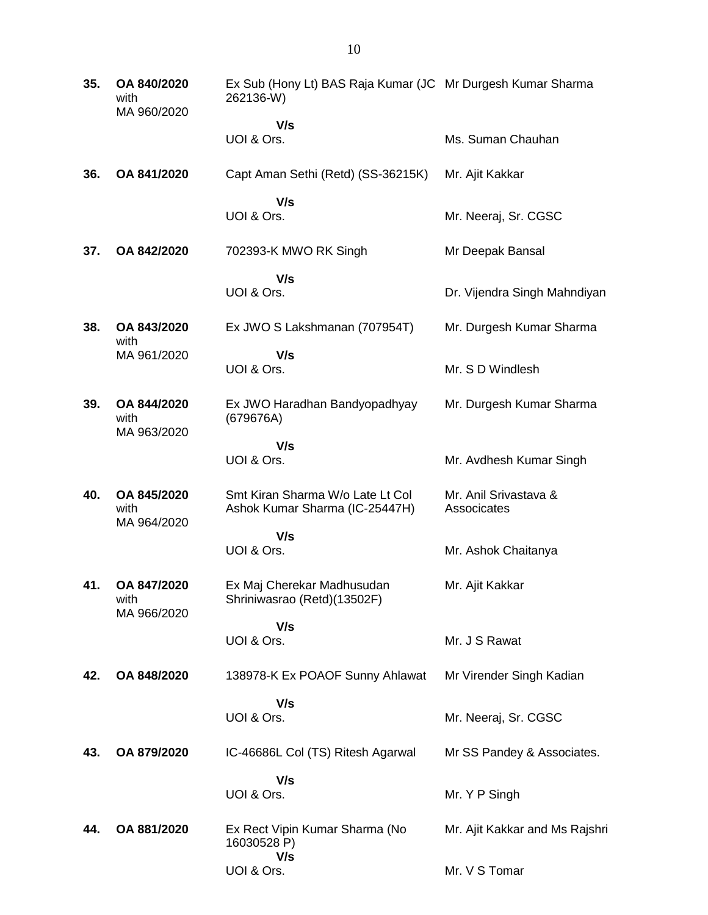| | | | |
|---|---|---|---|
| **35.** | **OA 840/2020** with MA 960/2020 | Ex Sub (Hony Lt) BAS Raja Kumar (JC 262136-W)<br>**V/s**<br>UOI & Ors. | Mr Durgesh Kumar Sharma<br><br>Ms. Suman Chauhan |
| **36.** | **OA 841/2020** | Capt Aman Sethi (Retd) (SS-36215K)<br>**V/s**<br>UOI & Ors. | Mr. Ajit Kakkar<br><br>Mr. Neeraj, Sr. CGSC |
| **37.** | **OA 842/2020** | 702393-K MWO RK Singh<br>**V/s**<br>UOI & Ors. | Mr Deepak Bansal<br><br>Dr. Vijendra Singh Mahndiyan |
| **38.** | **OA 843/2020** with MA 961/2020 | Ex JWO S Lakshmanan (707954T)<br>**V/s**<br>UOI & Ors. | Mr. Durgesh Kumar Sharma<br><br>Mr. S D Windlesh |
| **39.** | **OA 844/2020** with MA 963/2020 | Ex JWO Haradhan Bandyopadhyay (679676A)<br>**V/s**<br>UOI & Ors. | Mr. Durgesh Kumar Sharma<br><br>Mr. Avdhesh Kumar Singh |
| **40.** | **OA 845/2020** with MA 964/2020 | Smt Kiran Sharma W/o Late Lt Col Ashok Kumar Sharma (IC-25447H)<br>**V/s**<br>UOI & Ors. | Mr. Anil Srivastava & Associcates<br><br>Mr. Ashok Chaitanya |
| **41.** | **OA 847/2020** with MA 966/2020 | Ex Maj Cherekar Madhusudan Shriniwasrao (Retd)(13502F)<br>**V/s**<br>UOI & Ors. | Mr. Ajit Kakkar<br><br>Mr. J S Rawat |
| **42.** | **OA 848/2020** | 138978-K Ex POAOF Sunny Ahlawat<br>**V/s**<br>UOI & Ors. | Mr Virender Singh Kadian<br><br>Mr. Neeraj, Sr. CGSC |
| **43.** | **OA 879/2020** | IC-46686L Col (TS) Ritesh Agarwal<br>**V/s**<br>UOI & Ors. | Mr SS Pandey & Associates.<br><br>Mr. Y P Singh |
| **44.** | **OA 881/2020** | Ex Rect Vipin Kumar Sharma (No 16030528 P)<br>**V/s**<br>UOI & Ors. | Mr. Ajit Kakkar and Ms Rajshri<br><br>Mr. V S Tomar |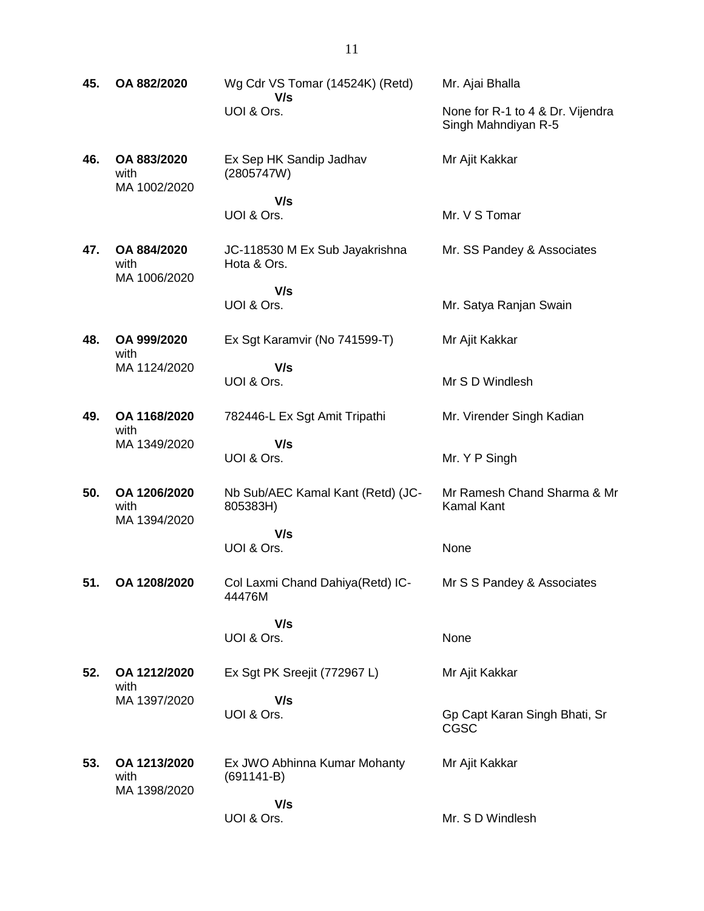| | | | |
|---|---|---|---|
| **45.** | **OA 882/2020** | Wg Cdr VS Tomar (14524K) (Retd) **V/s** UOI & Ors. | Mr. Ajai Bhalla<br><br>None for R-1 to 4 & Dr. Vijendra Singh Mahndiyan R-5 |
| **46.** | **OA 883/2020** with MA 1002/2020 | Ex Sep HK Sandip Jadhav (2805747W) **V/s** UOI & Ors. | Mr Ajit Kakkar<br><br>Mr. V S Tomar |
| **47.** | **OA 884/2020** with MA 1006/2020 | JC-118530 M Ex Sub Jayakrishna Hota & Ors. **V/s** UOI & Ors. | Mr. SS Pandey & Associates<br><br>Mr. Satya Ranjan Swain |
| **48.** | **OA 999/2020** with MA 1124/2020 | Ex Sgt Karamvir (No 741599-T) **V/s** UOI & Ors. | Mr Ajit Kakkar<br><br>Mr S D Windlesh |
| **49.** | **OA 1168/2020** with MA 1349/2020 | 782446-L Ex Sgt Amit Tripathi **V/s** UOI & Ors. | Mr. Virender Singh Kadian<br><br>Mr. Y P Singh |
| **50.** | **OA 1206/2020** with MA 1394/2020 | Nb Sub/AEC Kamal Kant (Retd) (JC-805383H) **V/s** UOI & Ors. | Mr Ramesh Chand Sharma & Mr Kamal Kant<br><br>None |
| **51.** | **OA 1208/2020** | Col Laxmi Chand Dahiya(Retd) IC-44476M **V/s** UOI & Ors. | Mr S S Pandey & Associates<br><br>None |
| **52.** | **OA 1212/2020** with MA 1397/2020 | Ex Sgt PK Sreejit (772967 L) **V/s** UOI & Ors. | Mr Ajit Kakkar<br><br>Gp Capt Karan Singh Bhati, Sr CGSC |
| **53.** | **OA 1213/2020** with MA 1398/2020 | Ex JWO Abhinna Kumar Mohanty (691141-B) **V/s** UOI & Ors. | Mr Ajit Kakkar<br><br>Mr. S D Windlesh |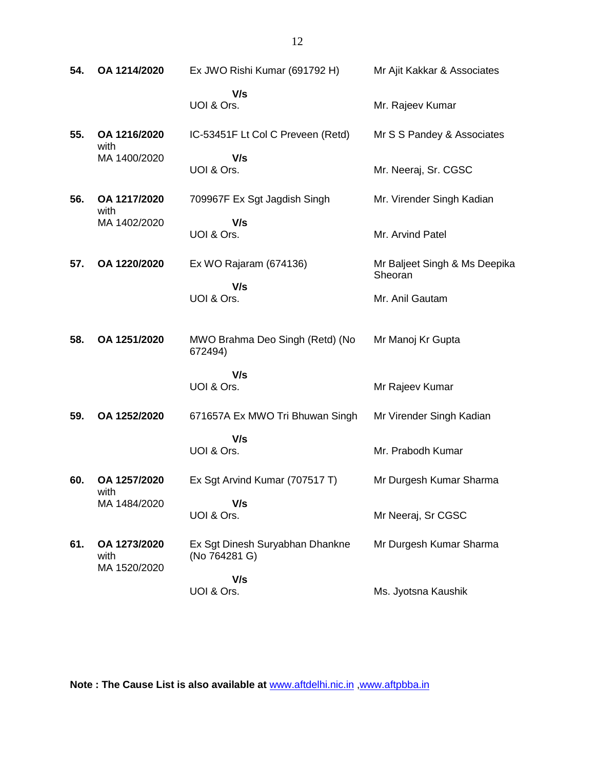| | | | |
|---|---|---|---|
| **54.** | **OA 1214/2020** | Ex JWO Rishi Kumar (691792 H)<br><br>**V/s**<br>UOI & Ors. | Mr Ajit Kakkar & Associates<br><br>Mr. Rajeev Kumar |
| **55.** | **OA 1216/2020** with MA 1400/2020 | IC-53451F Lt Col C Preveen (Retd)<br><br>**V/s**<br>UOI & Ors. | Mr S S Pandey & Associates<br><br>Mr. Neeraj, Sr. CGSC |
| **56.** | **OA 1217/2020** with MA 1402/2020 | 709967F Ex Sgt Jagdish Singh<br><br>**V/s**<br>UOI & Ors. | Mr. Virender Singh Kadian<br><br>Mr. Arvind Patel |
| **57.** | **OA 1220/2020** | Ex WO Rajaram (674136)<br><br>**V/s**<br>UOI & Ors. | Mr Baljeet Singh & Ms Deepika Sheoran<br><br>Mr. Anil Gautam |
| **58.** | **OA 1251/2020** | MWO Brahma Deo Singh (Retd) (No 672494)<br><br>**V/s**<br>UOI & Ors. | Mr Manoj Kr Gupta<br><br>Mr Rajeev Kumar |
| **59.** | **OA 1252/2020** | 671657A Ex MWO Tri Bhuwan Singh<br><br>**V/s**<br>UOI & Ors. | Mr Virender Singh Kadian<br><br>Mr. Prabodh Kumar |
| **60.** | **OA 1257/2020** with MA 1484/2020 | Ex Sgt Arvind Kumar (707517 T)<br><br>**V/s**<br>UOI & Ors. | Mr Durgesh Kumar Sharma<br><br>Mr Neeraj, Sr CGSC |
| **61.** | **OA 1273/2020** with MA 1520/2020 | Ex Sgt Dinesh Suryabhan Dhankne (No 764281 G)<br><br>**V/s**<br>UOI & Ors. | Mr Durgesh Kumar Sharma<br><br>Ms. Jyotsna Kaushik |

**Note : The Cause List is also available at** www.aftdelhi.nic.in ,www.aftpbba.in